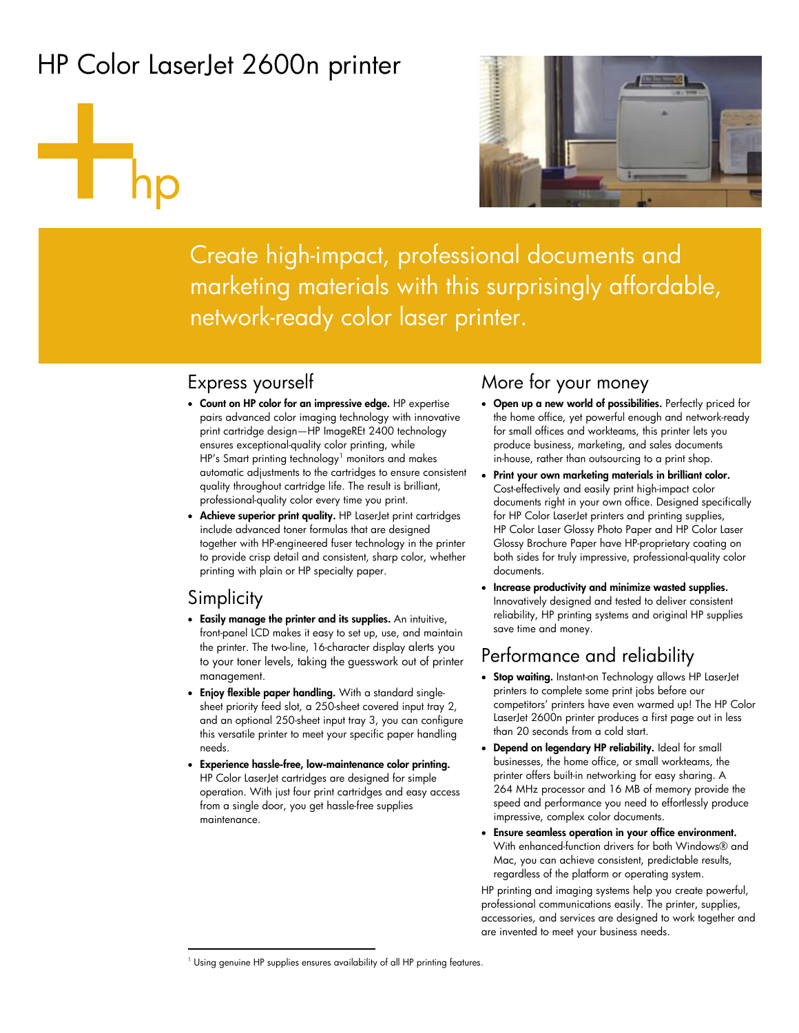# HP Color LaserJet 2600n printer

Create high-impact, professional documents and marketing materials with this surprisingly affordable, network-ready color laser printer.

## Express yourself

- **Count on HP color for an impressive edge.** HP expertise pairs advanced color imaging technology with innovative print cartridge design—HP ImageREt 2400 technology ensures exceptional-quality color printing, while HP's Smart printing technology[1] monitors and makes automatic adjustments to the cartridges to ensure consistent quality throughout cartridge life. The result is brilliant, professional-quality color every time you print.
- **Achieve superior print quality.** HP LaserJet print cartridges include advanced toner formulas that are designed together with HP-engineered fuser technology in the printer to provide crisp detail and consistent, sharp color, whether printing with plain or HP specialty paper.

## Simplicity

- **Easily manage the printer and its supplies.** An intuitive, front-panel LCD makes it easy to set up, use, and maintain the printer. The two-line, 16-character display alerts you to your toner levels, taking the guesswork out of printer management.
- **Enjoy flexible paper handling.** With a standard single-sheet priority feed slot, a 250-sheet covered input tray 2, and an optional 250-sheet input tray 3, you can configure this versatile printer to meet your specific paper handling needs.
- **Experience hassle-free, low-maintenance color printing.** HP Color LaserJet cartridges are designed for simple operation. With just four print cartridges and easy access from a single door, you get hassle-free supplies maintenance.

## More for your money

- **Open up a new world of possibilities.** Perfectly priced for the home office, yet powerful enough and network-ready for small offices and workteams, this printer lets you produce business, marketing, and sales documents in-house, rather than outsourcing to a print shop.
- **Print your own marketing materials in brilliant color.** Cost-effectively and easily print high-impact color documents right in your own office. Designed specifically for HP Color LaserJet printers and printing supplies, HP Color Laser Glossy Photo Paper and HP Color Laser Glossy Brochure Paper have HP-proprietary coating on both sides for truly impressive, professional-quality color documents.
- **Increase productivity and minimize wasted supplies.** Innovatively designed and tested to deliver consistent reliability, HP printing systems and original HP supplies save time and money.

## Performance and reliability

- **Stop waiting.** Instant-on Technology allows HP LaserJet printers to complete some print jobs before our competitors' printers have even warmed up! The HP Color LaserJet 2600n printer produces a first page out in less than 20 seconds from a cold start.
- **Depend on legendary HP reliability.** Ideal for small businesses, the home office, or small workteams, the printer offers built-in networking for easy sharing. A 264 MHz processor and 16 MB of memory provide the speed and performance you need to effortlessly produce impressive, complex color documents.
- **Ensure seamless operation in your office environment.** With enhanced-function drivers for both Windows® and Mac, you can achieve consistent, predictable results, regardless of the platform or operating system.

HP printing and imaging systems help you create powerful, professional communications easily. The printer, supplies, accessories, and services are designed to work together and are invented to meet your business needs.

[1] Using genuine HP supplies ensures availability of all HP printing features.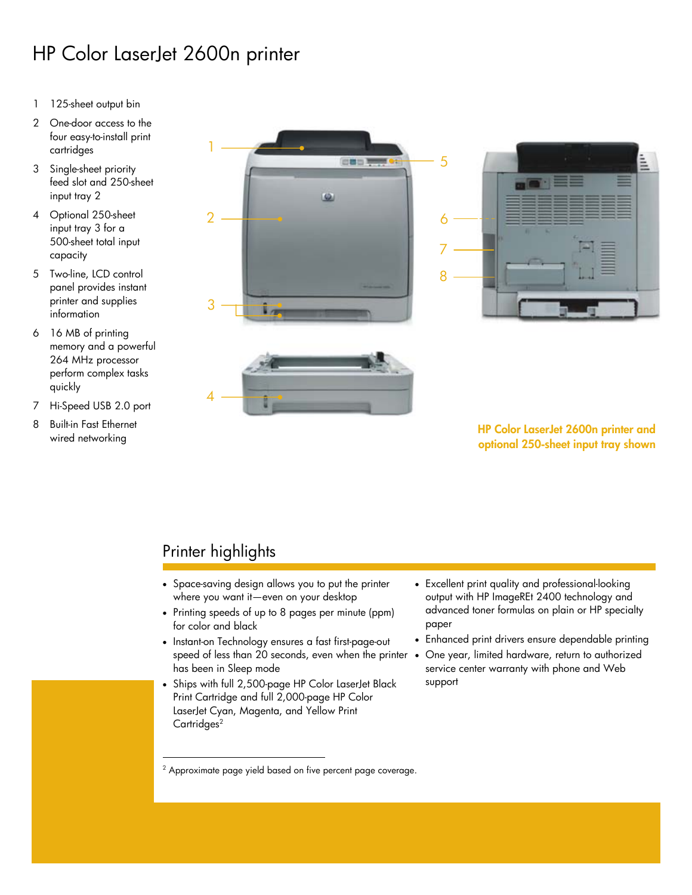# HP Color LaserJet 2600n printer

1. 125-sheet output bin
2. One-door access to the four easy-to-install print cartridges
3. Single-sheet priority feed slot and 250-sheet input tray 2
4. Optional 250-sheet input tray 3 for a 500-sheet total input capacity
5. Two-line, LCD control panel provides instant printer and supplies information
6. 16 MB of printing memory and a powerful 264 MHz processor perform complex tasks quickly
7. Hi-Speed USB 2.0 port
8. Built-in Fast Ethernet wired networking

**HP Color LaserJet 2600n printer and optional 250-sheet input tray shown**

## Printer highlights

- Space-saving design allows you to put the printer where you want it—even on your desktop
- Printing speeds of up to 8 pages per minute (ppm) for color and black
- Instant-on Technology ensures a fast first-page-out speed of less than 20 seconds, even when the printer has been in Sleep mode
- Ships with full 2,500-page HP Color LaserJet Black Print Cartridge and full 2,000-page HP Color LaserJet Cyan, Magenta, and Yellow Print Cartridges[2]
- Excellent print quality and professional-looking output with HP ImageREt 2400 technology and advanced toner formulas on plain or HP specialty paper
- Enhanced print drivers ensure dependable printing
- One year, limited hardware, return to authorized service center warranty with phone and Web support

[2] Approximate page yield based on five percent page coverage.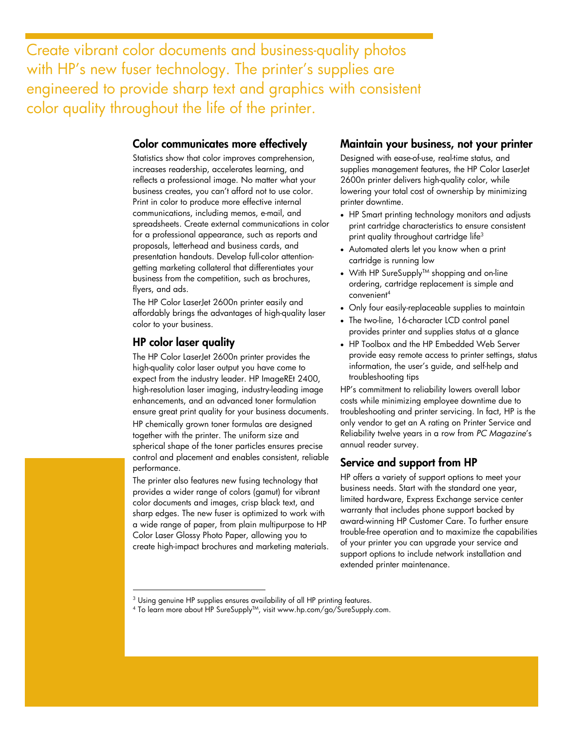Create vibrant color documents and business-quality photos with HP's new fuser technology. The printer's supplies are engineered to provide sharp text and graphics with consistent color quality throughout the life of the printer.

## Color communicates more effectively

Statistics show that color improves comprehension, increases readership, accelerates learning, and reflects a professional image. No matter what your business creates, you can't afford not to use color. Print in color to produce more effective internal communications, including memos, e-mail, and spreadsheets. Create external communications in color for a professional appearance, such as reports and proposals, letterhead and business cards, and presentation handouts. Develop full-color attention-getting marketing collateral that differentiates your business from the competition, such as brochures, flyers, and ads.

The HP Color LaserJet 2600n printer easily and affordably brings the advantages of high-quality laser color to your business.

## HP color laser quality

The HP Color LaserJet 2600n printer provides the high-quality color laser output you have come to expect from the industry leader. HP ImageREt 2400, high-resolution laser imaging, industry-leading image enhancements, and an advanced toner formulation ensure great print quality for your business documents.

HP chemically grown toner formulas are designed together with the printer. The uniform size and spherical shape of the toner particles ensures precise control and placement and enables consistent, reliable performance.

The printer also features new fusing technology that provides a wider range of colors (gamut) for vibrant color documents and images, crisp black text, and sharp edges. The new fuser is optimized to work with a wide range of paper, from plain multipurpose to HP Color Laser Glossy Photo Paper, allowing you to create high-impact brochures and marketing materials.

## Maintain your business, not your printer

Designed with ease-of-use, real-time status, and supplies management features, the HP Color LaserJet 2600n printer delivers high-quality color, while lowering your total cost of ownership by minimizing printer downtime.

- HP Smart printing technology monitors and adjusts print cartridge characteristics to ensure consistent print quality throughout cartridge life[3]
- Automated alerts let you know when a print cartridge is running low
- With HP SureSupply™ shopping and on-line ordering, cartridge replacement is simple and convenient[4]
- Only four easily-replaceable supplies to maintain
- The two-line, 16-character LCD control panel provides printer and supplies status at a glance
- HP Toolbox and the HP Embedded Web Server provide easy remote access to printer settings, status information, the user's guide, and self-help and troubleshooting tips

HP's commitment to reliability lowers overall labor costs while minimizing employee downtime due to troubleshooting and printer servicing. In fact, HP is the only vendor to get an A rating on Printer Service and Reliability twelve years in a row from *PC Magazine*'s annual reader survey.

## Service and support from HP

HP offers a variety of support options to meet your business needs. Start with the standard one year, limited hardware, Express Exchange service center warranty that includes phone support backed by award-winning HP Customer Care. To further ensure trouble-free operation and to maximize the capabilities of your printer you can upgrade your service and support options to include network installation and extended printer maintenance.

---

[3] Using genuine HP supplies ensures availability of all HP printing features.

[4] To learn more about HP SureSupply™, visit www.hp.com/go/SureSupply.com.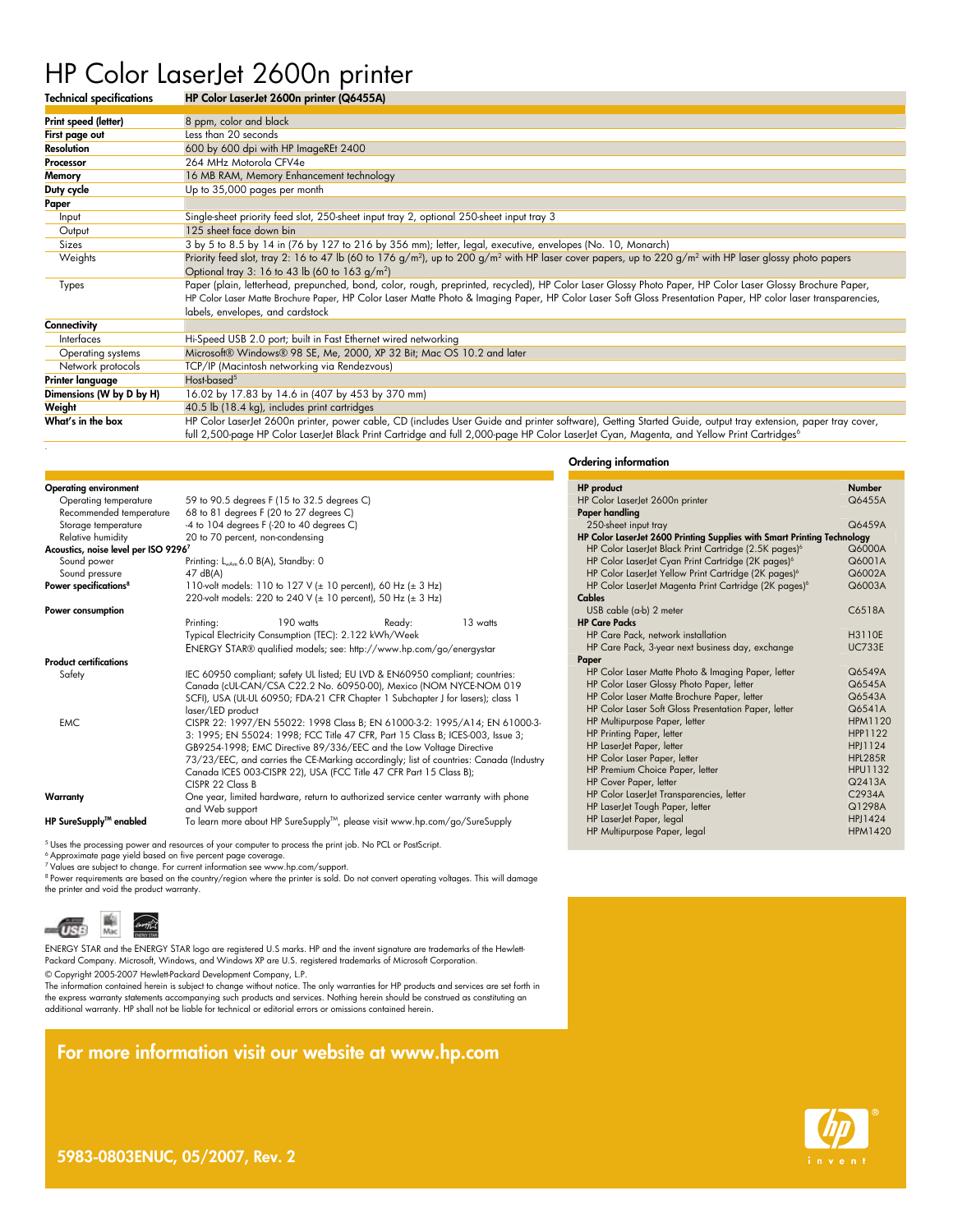# HP Color LaserJet 2600n printer

| Technical specifications | HP Color LaserJet 2600n printer (Q6455A) |
|---|---|
| **Print speed (letter)** | 8 ppm, color and black |
| **First page out** | Less than 20 seconds |
| **Resolution** | 600 by 600 dpi with HP ImageREt 2400 |
| **Processor** | 264 MHz Motorola CFV4e |
| **Memory** | 16 MB RAM, Memory Enhancement technology |
| **Duty cycle** | Up to 35,000 pages per month |
| **Paper** | |
| Input | Single-sheet priority feed slot, 250-sheet input tray 2, optional 250-sheet input tray 3 |
| Output | 125 sheet face down bin |
| Sizes | 3 by 5 to 8.5 by 14 in (76 by 127 to 216 by 356 mm); letter, legal, executive, envelopes (No. 10, Monarch) |
| Weights | Priority feed slot, tray 2: 16 to 47 lb (60 to 176 g/m²), up to 200 g/m² with HP laser cover papers, up to 220 g/m² with HP laser glossy photo papers Optional tray 3: 16 to 43 lb (60 to 163 g/m²) |
| Types | Paper (plain, letterhead, prepunched, bond, color, rough, preprinted, recycled), HP Color Laser Glossy Photo Paper, HP Color Laser Glossy Brochure Paper, HP Color Laser Matte Brochure Paper, HP Color Laser Matte Photo & Imaging Paper, HP Color Laser Soft Gloss Presentation Paper, HP color laser transparencies, labels, envelopes, and cardstock |
| **Connectivity** | |
| Interfaces | Hi-Speed USB 2.0 port; built in Fast Ethernet wired networking |
| Operating systems | Microsoft® Windows® 98 SE, Me, 2000, XP 32 Bit; Mac OS 10.2 and later |
| Network protocols | TCP/IP (Macintosh networking via Rendezvous) |
| **Printer language** | Host-based[5] |
| **Dimensions (W by D by H)** | 16.02 by 17.83 by 14.6 in (407 by 453 by 370 mm) |
| **Weight** | 40.5 lb (18.4 kg), includes print cartridges |
| **What's in the box** | HP Color LaserJet 2600n printer, power cable, CD (includes User Guide and printer software), Getting Started Guide, output tray extension, paper tray cover, full 2,500-page HP Color LaserJet Black Print Cartridge and full 2,000-page HP Color LaserJet Cyan, Magenta, and Yellow Print Cartridges[6] |

| | |
|---|---|
| **Operating environment** | |
| Operating temperature | 59 to 90.5 degrees F (15 to 32.5 degrees C) |
| Recommended temperature | 68 to 81 degrees F (20 to 27 degrees C) |
| Storage temperature | -4 to 104 degrees F (-20 to 40 degrees C) |
| Relative humidity | 20 to 70 percent, non-condensing |
| **Acoustics, noise level per ISO 9296**[7] | |
| Sound power | Printing: $L_{wAm}$ 6.0 B(A), Standby: 0 |
| Sound pressure | 47 dB(A) |
| **Power specifications**[8] | 110-volt models: 110 to 127 V (± 10 percent), 60 Hz (± 3 Hz) 220-volt models: 220 to 240 V (± 10 percent), 50 Hz (± 3 Hz) |
| **Power consumption** | Printing: 190 watts; Ready: 13 watts. Typical Electricity Consumption (TEC): 2.122 kWh/Week. ENERGY STAR® qualified models; see: http://www.hp.com/go/energystar |
| **Product certifications** | |
| Safety | IEC 60950 compliant; safety UL listed; EU LVD & EN60950 compliant; countries: Canada (cUL-CAN/CSA C22.2 No. 60950-00), Mexico (NOM NYCE-NOM 019 SCFI), USA (UL-UL 60950; FDA-21 CFR Chapter 1 Subchapter J for lasers); class 1 laser/LED product |
| EMC | CISPR 22: 1997/EN 55022: 1998 Class B; EN 61000-3-2: 1995/A14; EN 61000-3-3: 1995; EN 55024: 1998; FCC Title 47 CFR, Part 15 Class B; ICES-003, Issue 3; GB9254-1998; EMC Directive 89/336/EEC and the Low Voltage Directive 73/23/EEC, and carries the CE-Marking accordingly; list of countries: Canada (Industry Canada ICES 003-CISPR 22), USA (FCC Title 47 CFR Part 15 Class B); CISPR 22 Class B |
| **Warranty** | One year, limited hardware, return to authorized service center warranty with phone and Web support |
| **HP SureSupply™ enabled** | To learn more about HP SureSupply™, please visit www.hp.com/go/SureSupply |

[5] Uses the processing power and resources of your computer to process the print job. No PCL or PostScript.
[6] Approximate page yield based on five percent page coverage.
[7] Values are subject to change. For current information see www.hp.com/support.
[8] Power requirements are based on the country/region where the printer is sold. Do not convert operating voltages. This will damage the printer and void the product warranty.

## Ordering information

| HP product | Number |
|---|---|
| HP Color LaserJet 2600n printer | Q6455A |
| **Paper handling** | |
| 250-sheet input tray | Q6459A |
| **HP Color LaserJet 2600 Printing Supplies with Smart Printing Technology** | |
| HP Color LaserJet Black Print Cartridge (2.5K pages)[6] | Q6000A |
| HP Color LaserJet Cyan Print Cartridge (2K pages)[6] | Q6001A |
| HP Color LaserJet Yellow Print Cartridge (2K pages)[6] | Q6002A |
| HP Color LaserJet Magenta Print Cartridge (2K pages)[6] | Q6003A |
| **Cables** | |
| USB cable (a-b) 2 meter | C6518A |
| **HP Care Packs** | |
| HP Care Pack, network installation | H3110E |
| HP Care Pack, 3-year next business day, exchange | UC733E |
| **Paper** | |
| HP Color Laser Matte Photo & Imaging Paper, letter | Q6549A |
| HP Color Laser Glossy Photo Paper, letter | Q6545A |
| HP Color Laser Matte Brochure Paper, letter | Q6543A |
| HP Color Laser Soft Gloss Presentation Paper, letter | Q6541A |
| HP Multipurpose Paper, letter | HPM1120 |
| HP Printing Paper, letter | HPP1122 |
| HP LaserJet Paper, letter | HPJ1124 |
| HP Color Laser Paper, letter | HPL285R |
| HP Premium Choice Paper, letter | HPU1132 |
| HP Cover Paper, letter | Q2413A |
| HP Color LaserJet Transparencies, letter | C2934A |
| HP LaserJet Tough Paper, letter | Q1298A |
| HP LaserJet Paper, legal | HPJ1424 |
| HP Multipurpose Paper, legal | HPM1420 |

ENERGY STAR and the ENERGY STAR logo are registered U.S marks. HP and the invent signature are trademarks of the Hewlett-Packard Company. Microsoft, Windows, and Windows XP are U.S. registered trademarks of Microsoft Corporation.

© Copyright 2005-2007 Hewlett-Packard Development Company, L.P.

The information contained herein is subject to change without notice. The only warranties for HP products and services are set forth in the express warranty statements accompanying such products and services. Nothing herein should be construed as constituting an additional warranty. HP shall not be liable for technical or editorial errors or omissions contained herein.

**For more information visit our website at www.hp.com**

**5983-0803ENUC, 05/2007, Rev. 2**